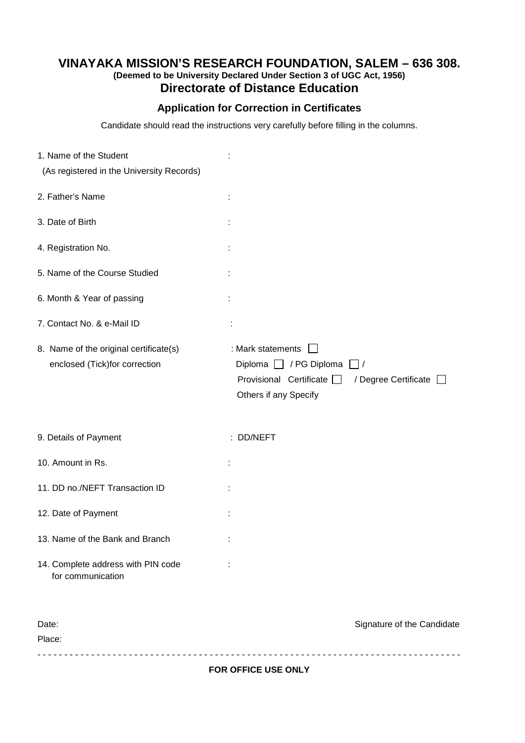# VINAYAKA MISSION'S RESEARCH FOUNDATION, SALEM – 636 308.

**(Deemed to be University Declared Under Section 3 of UGC Act, 1956)**

## Directorate of Distance Education

### Application for Correction in Certificates

Candidate should read the instructions very carefully before filling in the columns.

1. Name of the Student (As registered in the University Records) :

2. Father's Name :

3. Date of Birth :

4. Registration No. :

5. Name of the Course Studied :

6. Month & Year of passing :

7. Contact No. & e-Mail ID :

8. Name of the original certificate(s) enclosed (Tick)for correction : Mark statements ☐ Diploma ☐ / PG Diploma ☐ / Provisional Certificate ☐ / Degree Certificate ☐ Others if any Specify

9. Details of Payment : DD/NEFT

10. Amount in Rs. :

11. DD no./NEFT Transaction ID :

12. Date of Payment :

13. Name of the Bank and Branch :

14. Complete address with PIN code for communication :

Date:

Place:

Signature of the Candidate

- - - - - - - - - - - - - - - - - - - - - - - - - - - - - - - - - - - - - - - - - - - - - - - - - - - - - - - - - - -

**FOR OFFICE USE ONLY**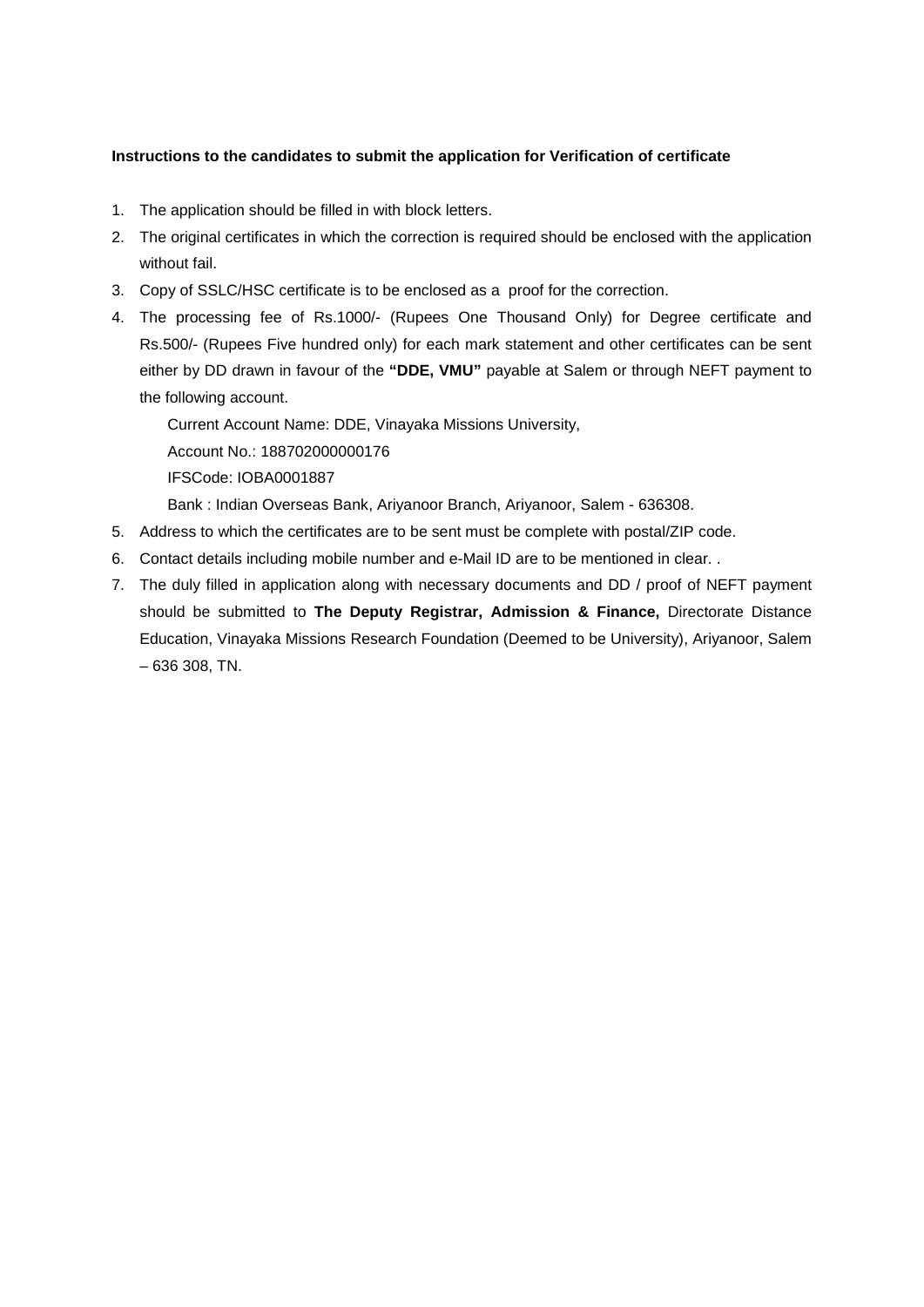**Instructions to the candidates to submit the application for Verification of certificate**

1. The application should be filled in with block letters.
2. The original certificates in which the correction is required should be enclosed with the application without fail.
3. Copy of SSLC/HSC certificate is to be enclosed as a proof for the correction.
4. The processing fee of Rs.1000/- (Rupees One Thousand Only) for Degree certificate and Rs.500/- (Rupees Five hundred only) for each mark statement and other certificates can be sent either by DD drawn in favour of the **"DDE, VMU"** payable at Salem or through NEFT payment to the following account.

   Current Account Name: DDE, Vinayaka Missions University,

   Account No.: 188702000000176

   IFSCode: IOBA0001887

   Bank : Indian Overseas Bank, Ariyanoor Branch, Ariyanoor, Salem - 636308.
5. Address to which the certificates are to be sent must be complete with postal/ZIP code.
6. Contact details including mobile number and e-Mail ID are to be mentioned in clear. .
7. The duly filled in application along with necessary documents and DD / proof of NEFT payment should be submitted to **The Deputy Registrar, Admission & Finance,** Directorate Distance Education, Vinayaka Missions Research Foundation (Deemed to be University), Ariyanoor, Salem – 636 308, TN.